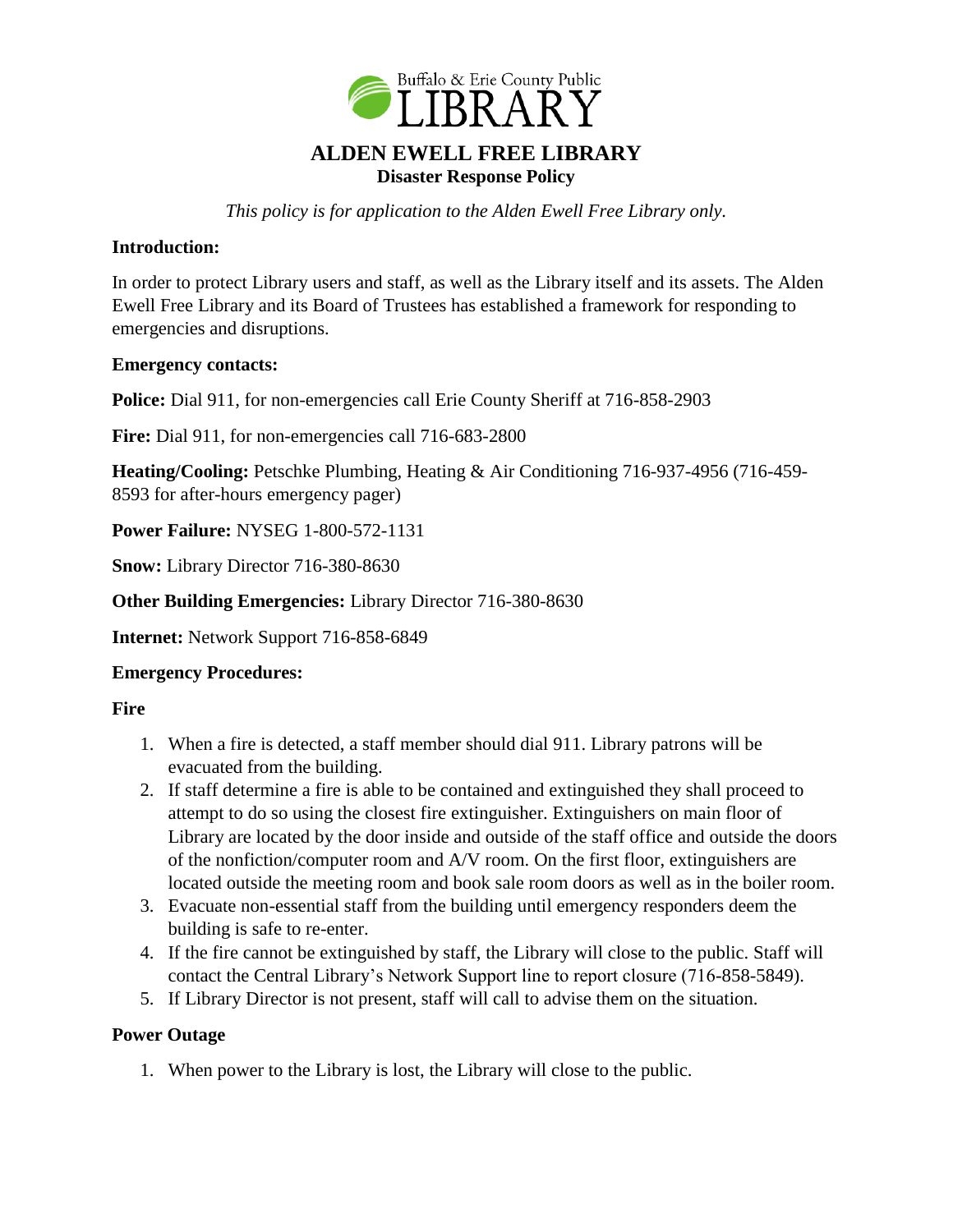Buffalo & Erie County Public LIBRARY

# ALDEN EWELL FREE LIBRARY

## Disaster Response Policy

*This policy is for application to the Alden Ewell Free Library only.*

**Introduction:**

In order to protect Library users and staff, as well as the Library itself and its assets. The Alden Ewell Free Library and its Board of Trustees has established a framework for responding to emergencies and disruptions.

**Emergency contacts:**

**Police:** Dial 911, for non-emergencies call Erie County Sheriff at 716-858-2903

**Fire:** Dial 911, for non-emergencies call 716-683-2800

**Heating/Cooling:** Petschke Plumbing, Heating & Air Conditioning 716-937-4956 (716-459-8593 for after-hours emergency pager)

**Power Failure:** NYSEG 1-800-572-1131

**Snow:** Library Director 716-380-8630

**Other Building Emergencies:** Library Director 716-380-8630

**Internet:** Network Support 716-858-6849

**Emergency Procedures:**

**Fire**

1. When a fire is detected, a staff member should dial 911. Library patrons will be evacuated from the building.
2. If staff determine a fire is able to be contained and extinguished they shall proceed to attempt to do so using the closest fire extinguisher. Extinguishers on main floor of Library are located by the door inside and outside of the staff office and outside the doors of the nonfiction/computer room and A/V room. On the first floor, extinguishers are located outside the meeting room and book sale room doors as well as in the boiler room.
3. Evacuate non-essential staff from the building until emergency responders deem the building is safe to re-enter.
4. If the fire cannot be extinguished by staff, the Library will close to the public. Staff will contact the Central Library's Network Support line to report closure (716-858-5849).
5. If Library Director is not present, staff will call to advise them on the situation.

**Power Outage**

1. When power to the Library is lost, the Library will close to the public.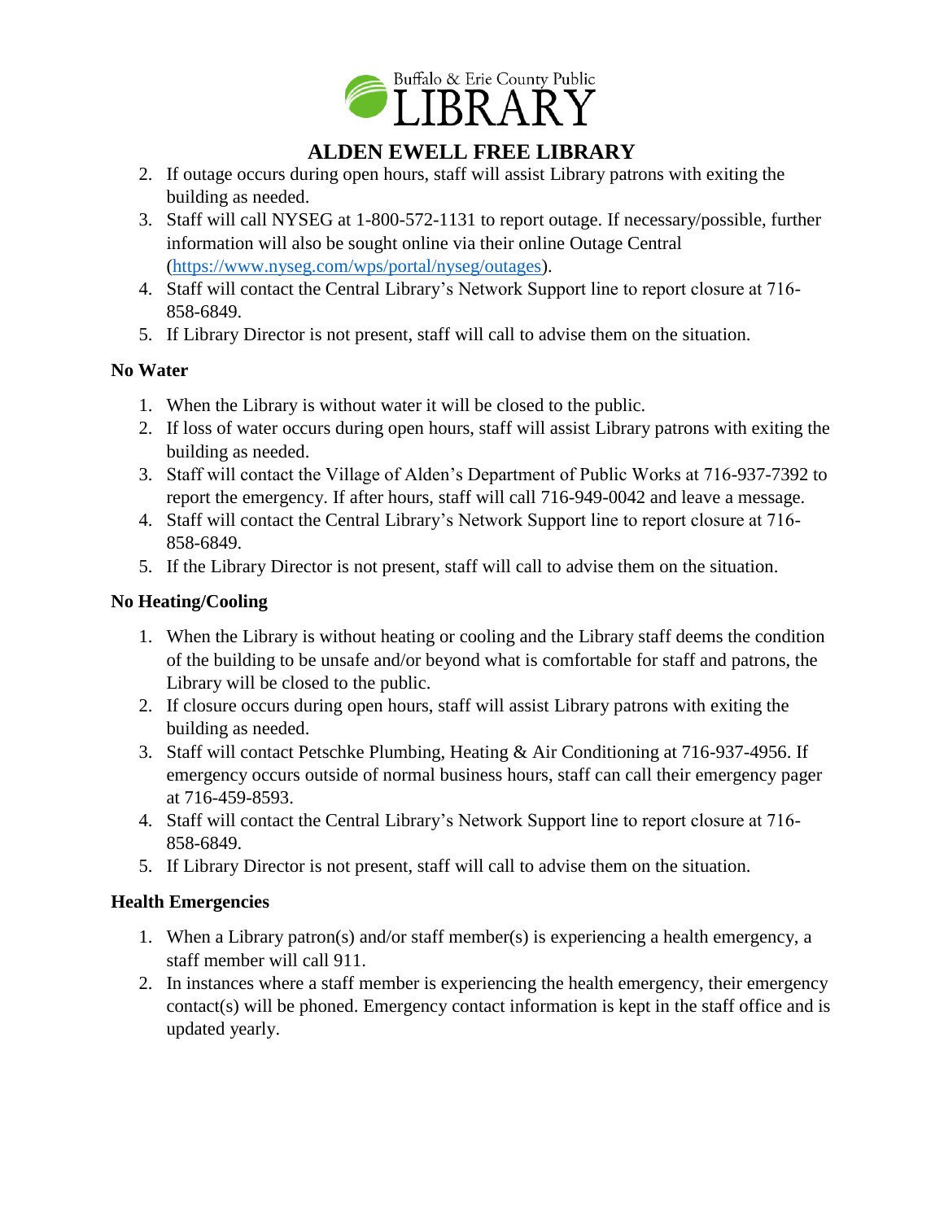2. If outage occurs during open hours, staff will assist Library patrons with exiting the building as needed.
3. Staff will call NYSEG at 1-800-572-1131 to report outage. If necessary/possible, further information will also be sought online via their online Outage Central (https://www.nyseg.com/wps/portal/nyseg/outages).
4. Staff will contact the Central Library's Network Support line to report closure at 716-858-6849.
5. If Library Director is not present, staff will call to advise them on the situation.

### No Water

1. When the Library is without water it will be closed to the public.
2. If loss of water occurs during open hours, staff will assist Library patrons with exiting the building as needed.
3. Staff will contact the Village of Alden's Department of Public Works at 716-937-7392 to report the emergency. If after hours, staff will call 716-949-0042 and leave a message.
4. Staff will contact the Central Library's Network Support line to report closure at 716-858-6849.
5. If the Library Director is not present, staff will call to advise them on the situation.

### No Heating/Cooling

1. When the Library is without heating or cooling and the Library staff deems the condition of the building to be unsafe and/or beyond what is comfortable for staff and patrons, the Library will be closed to the public.
2. If closure occurs during open hours, staff will assist Library patrons with exiting the building as needed.
3. Staff will contact Petschke Plumbing, Heating & Air Conditioning at 716-937-4956. If emergency occurs outside of normal business hours, staff can call their emergency pager at 716-459-8593.
4. Staff will contact the Central Library's Network Support line to report closure at 716-858-6849.
5. If Library Director is not present, staff will call to advise them on the situation.

### Health Emergencies

1. When a Library patron(s) and/or staff member(s) is experiencing a health emergency, a staff member will call 911.
2. In instances where a staff member is experiencing the health emergency, their emergency contact(s) will be phoned. Emergency contact information is kept in the staff office and is updated yearly.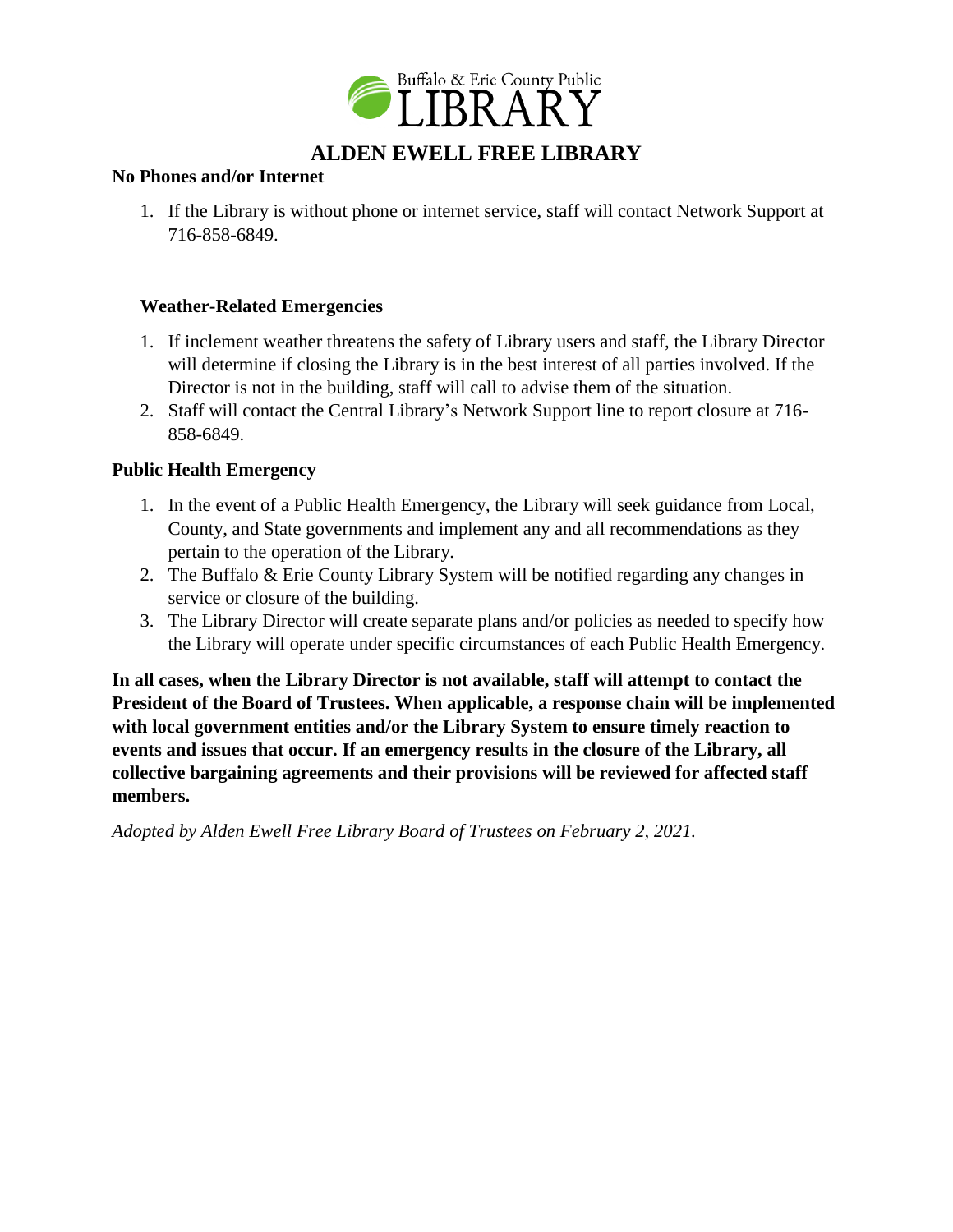Buffalo & Erie County Public LIBRARY

# ALDEN EWELL FREE LIBRARY

**No Phones and/or Internet**

1. If the Library is without phone or internet service, staff will contact Network Support at 716-858-6849.

**Weather-Related Emergencies**

1. If inclement weather threatens the safety of Library users and staff, the Library Director will determine if closing the Library is in the best interest of all parties involved. If the Director is not in the building, staff will call to advise them of the situation.
2. Staff will contact the Central Library's Network Support line to report closure at 716-858-6849.

**Public Health Emergency**

1. In the event of a Public Health Emergency, the Library will seek guidance from Local, County, and State governments and implement any and all recommendations as they pertain to the operation of the Library.
2. The Buffalo & Erie County Library System will be notified regarding any changes in service or closure of the building.
3. The Library Director will create separate plans and/or policies as needed to specify how the Library will operate under specific circumstances of each Public Health Emergency.

**In all cases, when the Library Director is not available, staff will attempt to contact the President of the Board of Trustees. When applicable, a response chain will be implemented with local government entities and/or the Library System to ensure timely reaction to events and issues that occur. If an emergency results in the closure of the Library, all collective bargaining agreements and their provisions will be reviewed for affected staff members.**

*Adopted by Alden Ewell Free Library Board of Trustees on February 2, 2021.*